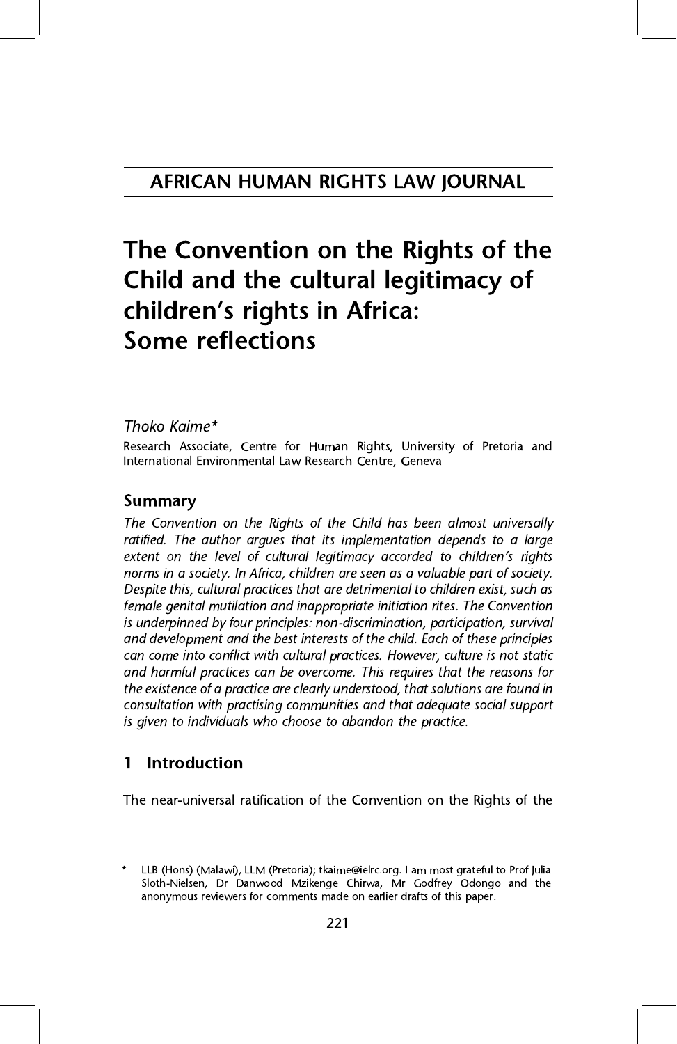# AFRICAN HUMAN RIGHTS LAW JOURNAL

# The Convention on the Rights of the Child and the cultural legitimacy of children's rights in Africa: Some reflections

*Thoko Kaime**

Research Associate, Centre for Human Rights, University of Pretoria and International Environmental Law Research Centre, Geneva

## Summary

*The Convention on the Rights of the Child has been almost universally ratified. The author argues that its implementation depends to a large extent on the level of cultural legitimacy accorded to children's rights norms in a society. In Africa, children are seen as a valuable part of society. Despite this, cultural practices that are detrimental to children exist, such as female genital mutilation and inappropriate initiation rites. The Convention is underpinned by four principles: non-discrimination, participation, survival and development and the best interests of the child. Each of these principles can come into conflict with cultural practices. However, culture is not static and harmful practices can be overcome. This requires that the reasons for the existence of a practice are clearly understood, that solutions are found in consultation with practising communities and that adequate social support is given to individuals who choose to abandon the practice.*

## 1 Introduction

The near-universal ratification of the Convention on the Rights of the

---

\* LLB (Hons) (Malawi), LLM (Pretoria); tkaime@ielrc.org. I am most grateful to Prof Julia Sloth-Nielsen, Dr Danwood Mzikenge Chirwa, Mr Godfrey Odongo and the anonymous reviewers for comments made on earlier drafts of this paper.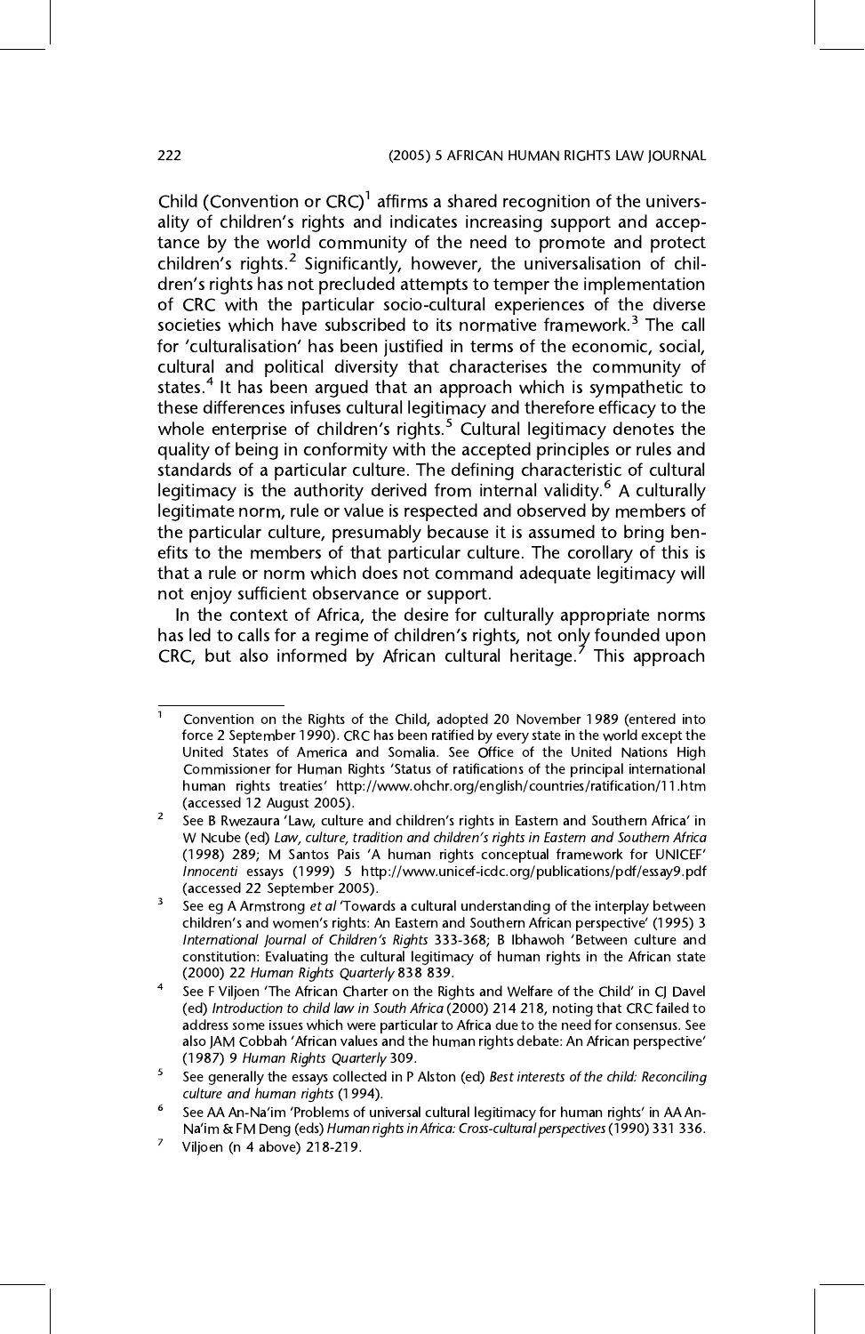Child (Convention or CRC)[1] affirms a shared recognition of the universality of children's rights and indicates increasing support and acceptance by the world community of the need to promote and protect children's rights.[2] Significantly, however, the universalisation of children's rights has not precluded attempts to temper the implementation of CRC with the particular socio-cultural experiences of the diverse societies which have subscribed to its normative framework.[3] The call for 'culturalisation' has been justified in terms of the economic, social, cultural and political diversity that characterises the community of states.[4] It has been argued that an approach which is sympathetic to these differences infuses cultural legitimacy and therefore efficacy to the whole enterprise of children's rights.[5] Cultural legitimacy denotes the quality of being in conformity with the accepted principles or rules and standards of a particular culture. The defining characteristic of cultural legitimacy is the authority derived from internal validity.[6] A culturally legitimate norm, rule or value is respected and observed by members of the particular culture, presumably because it is assumed to bring benefits to the members of that particular culture. The corollary of this is that a rule or norm which does not command adequate legitimacy will not enjoy sufficient observance or support.

In the context of Africa, the desire for culturally appropriate norms has led to calls for a regime of children's rights, not only founded upon CRC, but also informed by African cultural heritage.[7] This approach

---

1. Convention on the Rights of the Child, adopted 20 November 1989 (entered into force 2 September 1990). CRC has been ratified by every state in the world except the United States of America and Somalia. See Office of the United Nations High Commissioner for Human Rights 'Status of ratifications of the principal international human rights treaties' http://www.ohchr.org/english/countries/ratification/11.htm (accessed 12 August 2005).
2. See B Rwezaura 'Law, culture and children's rights in Eastern and Southern Africa' in W Ncube (ed) *Law, culture, tradition and children's rights in Eastern and Southern Africa* (1998) 289; M Santos Pais 'A human rights conceptual framework for UNICEF' *Innocenti* essays (1999) 5 http://www.unicef-icdc.org/publications/pdf/essay9.pdf (accessed 22 September 2005).
3. See eg A Armstrong *et al* 'Towards a cultural understanding of the interplay between children's and women's rights: An Eastern and Southern African perspective' (1995) 3 *International Journal of Children's Rights* 333-368; B Ibhawoh 'Between culture and constitution: Evaluating the cultural legitimacy of human rights in the African state (2000) 22 *Human Rights Quarterly* 838 839.
4. See F Viljoen 'The African Charter on the Rights and Welfare of the Child' in CJ Davel (ed) *Introduction to child law in South Africa* (2000) 214 218, noting that CRC failed to address some issues which were particular to Africa due to the need for consensus. See also JAM Cobbah 'African values and the human rights debate: An African perspective' (1987) 9 *Human Rights Quarterly* 309.
5. See generally the essays collected in P Alston (ed) *Best interests of the child: Reconciling culture and human rights* (1994).
6. See AA An-Na'im 'Problems of universal cultural legitimacy for human rights' in AA An-Na'im & FM Deng (eds) *Human rights in Africa: Cross-cultural perspectives* (1990) 331 336.
7. Viljoen (n 4 above) 218-219.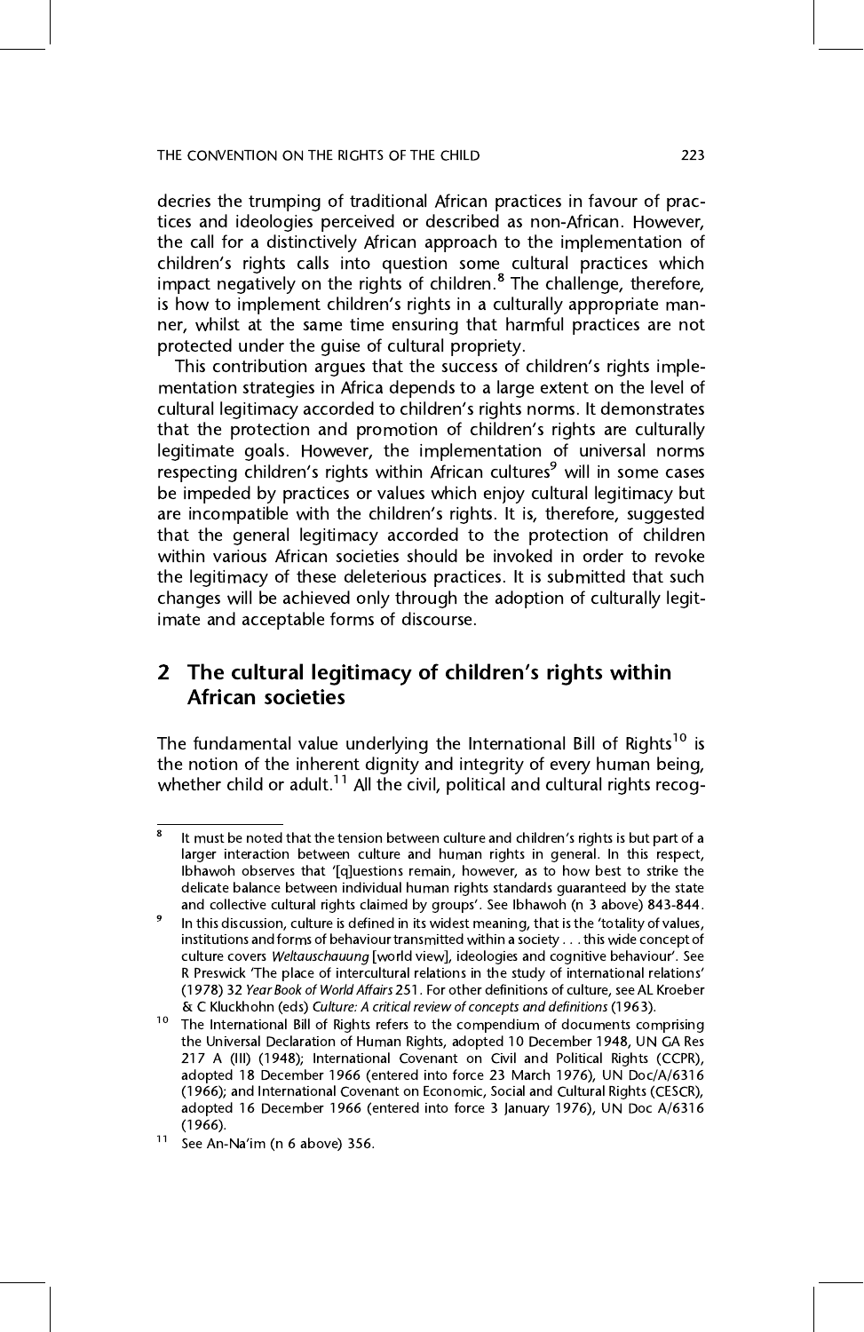decries the trumping of traditional African practices in favour of practices and ideologies perceived or described as non-African. However, the call for a distinctively African approach to the implementation of children's rights calls into question some cultural practices which impact negatively on the rights of children.[8] The challenge, therefore, is how to implement children's rights in a culturally appropriate manner, whilst at the same time ensuring that harmful practices are not protected under the guise of cultural propriety.

This contribution argues that the success of children's rights implementation strategies in Africa depends to a large extent on the level of cultural legitimacy accorded to children's rights norms. It demonstrates that the protection and promotion of children's rights are culturally legitimate goals. However, the implementation of universal norms respecting children's rights within African cultures[9] will in some cases be impeded by practices or values which enjoy cultural legitimacy but are incompatible with the children's rights. It is, therefore, suggested that the general legitimacy accorded to the protection of children within various African societies should be invoked in order to revoke the legitimacy of these deleterious practices. It is submitted that such changes will be achieved only through the adoption of culturally legitimate and acceptable forms of discourse.

## 2 The cultural legitimacy of children's rights within African societies

The fundamental value underlying the International Bill of Rights[10] is the notion of the inherent dignity and integrity of every human being, whether child or adult.[11] All the civil, political and cultural rights recog-

---

[8] It must be noted that the tension between culture and children's rights is but part of a larger interaction between culture and human rights in general. In this respect, Ibhawoh observes that '[q]uestions remain, however, as to how best to strike the delicate balance between individual human rights standards guaranteed by the state and collective cultural rights claimed by groups'. See Ibhawoh (n 3 above) 843-844.

[9] In this discussion, culture is defined in its widest meaning, that is the 'totality of values, institutions and forms of behaviour transmitted within a society . . . this wide concept of culture covers *Weltauschauung* [world view], ideologies and cognitive behaviour'. See R Preswick 'The place of intercultural relations in the study of international relations' (1978) 32 *Year Book of World Affairs* 251. For other definitions of culture, see AL Kroeber & C Kluckhohn (eds) *Culture: A critical review of concepts and definitions* (1963).

[10] The International Bill of Rights refers to the compendium of documents comprising the Universal Declaration of Human Rights, adopted 10 December 1948, UN GA Res 217 A (III) (1948); International Covenant on Civil and Political Rights (CCPR), adopted 18 December 1966 (entered into force 23 March 1976), UN Doc/A/6316 (1966); and International Covenant on Economic, Social and Cultural Rights (CESCR), adopted 16 December 1966 (entered into force 3 January 1976), UN Doc A/6316 (1966).

[11] See An-Na'im (n 6 above) 356.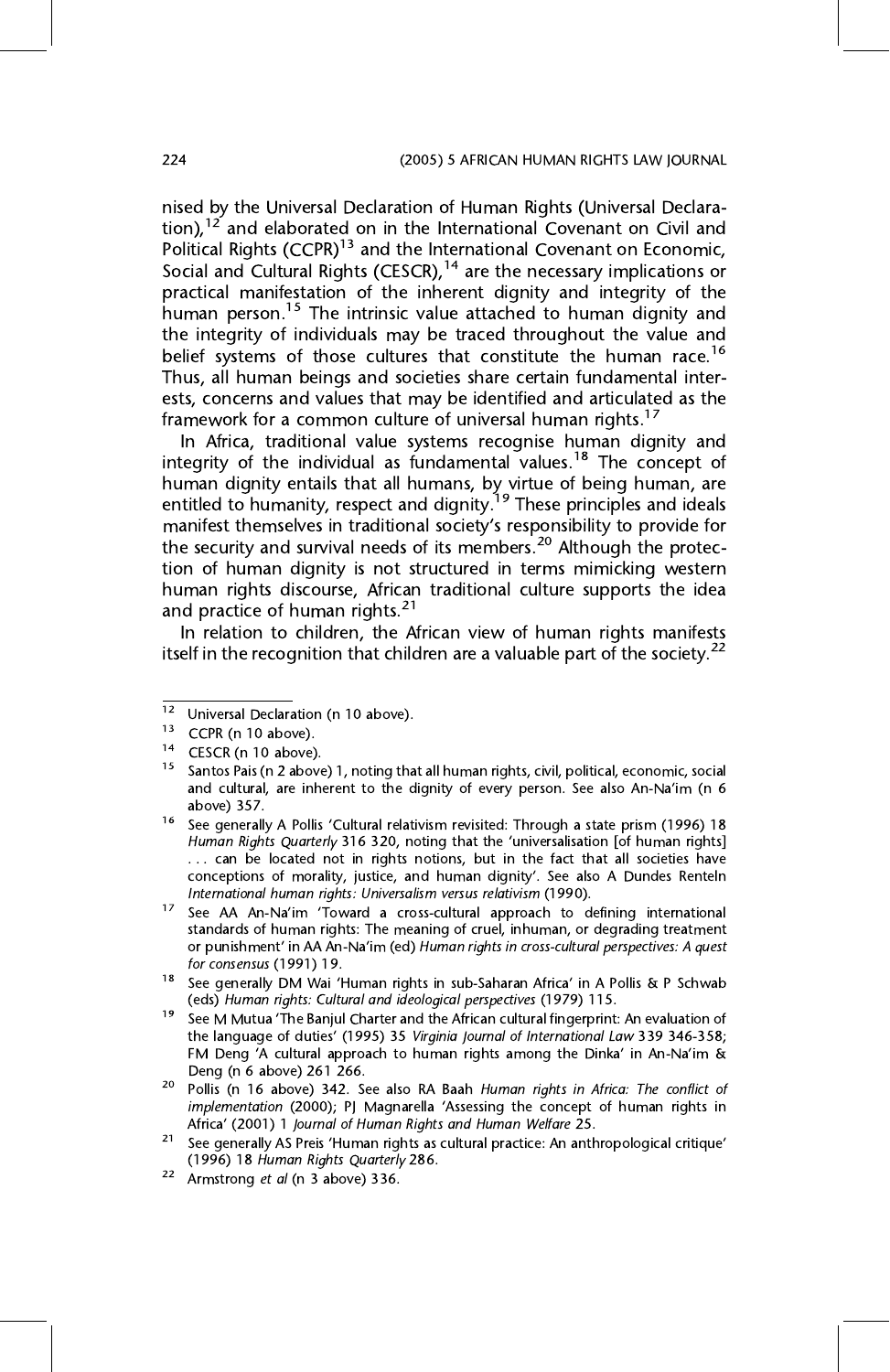nised by the Universal Declaration of Human Rights (Universal Declaration),[12] and elaborated on in the International Covenant on Civil and Political Rights (CCPR)[13] and the International Covenant on Economic, Social and Cultural Rights (CESCR),[14] are the necessary implications or practical manifestation of the inherent dignity and integrity of the human person.[15] The intrinsic value attached to human dignity and the integrity of individuals may be traced throughout the value and belief systems of those cultures that constitute the human race.[16] Thus, all human beings and societies share certain fundamental interests, concerns and values that may be identified and articulated as the framework for a common culture of universal human rights.[17]

In Africa, traditional value systems recognise human dignity and integrity of the individual as fundamental values.[18] The concept of human dignity entails that all humans, by virtue of being human, are entitled to humanity, respect and dignity.[19] These principles and ideals manifest themselves in traditional society's responsibility to provide for the security and survival needs of its members.[20] Although the protection of human dignity is not structured in terms mimicking western human rights discourse, African traditional culture supports the idea and practice of human rights.[21]

In relation to children, the African view of human rights manifests itself in the recognition that children are a valuable part of the society.[22]

---

[12] Universal Declaration (n 10 above).

[13] CCPR (n 10 above).

[14] CESCR (n 10 above).

[15] Santos Pais (n 2 above) 1, noting that all human rights, civil, political, economic, social and cultural, are inherent to the dignity of every person. See also An-Na'im (n 6 above) 357.

[16] See generally A Pollis 'Cultural relativism revisited: Through a state prism (1996) 18 *Human Rights Quarterly* 316 320, noting that the 'universalisation [of human rights] . . . can be located not in rights notions, but in the fact that all societies have conceptions of morality, justice, and human dignity'. See also A Dundes Renteln *International human rights: Universalism versus relativism* (1990).

[17] See AA An-Na'im 'Toward a cross-cultural approach to defining international standards of human rights: The meaning of cruel, inhuman, or degrading treatment or punishment' in AA An-Na'im (ed) *Human rights in cross-cultural perspectives: A quest for consensus* (1991) 19.

[18] See generally DM Wai 'Human rights in sub-Saharan Africa' in A Pollis & P Schwab (eds) *Human rights: Cultural and ideological perspectives* (1979) 115.

[19] See M Mutua 'The Banjul Charter and the African cultural fingerprint: An evaluation of the language of duties' (1995) 35 *Virginia Journal of International Law* 339 346-358; FM Deng 'A cultural approach to human rights among the Dinka' in An-Na'im & Deng (n 6 above) 261 266.

[20] Pollis (n 16 above) 342. See also RA Baah *Human rights in Africa: The conflict of implementation* (2000); PJ Magnarella 'Assessing the concept of human rights in Africa' (2001) 1 *Journal of Human Rights and Human Welfare* 25.

[21] See generally AS Preis 'Human rights as cultural practice: An anthropological critique' (1996) 18 *Human Rights Quarterly* 286.

[22] Armstrong *et al* (n 3 above) 336.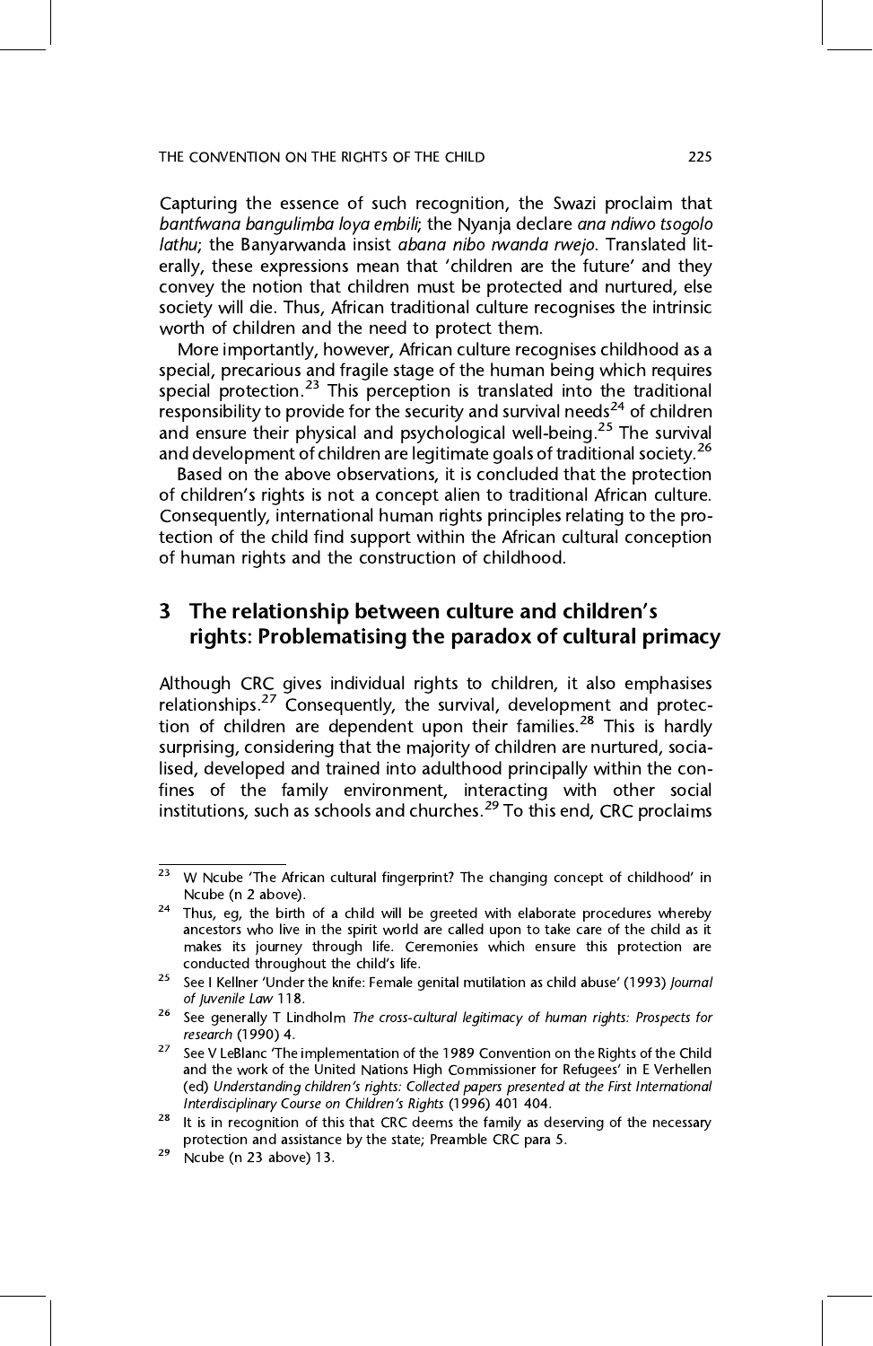Capturing the essence of such recognition, the Swazi proclaim that *bantfwana bangulimba loya embili*; the Nyanja declare *ana ndiwo tsogolo lathu*; the Banyarwanda insist *abana nibo rwanda rwejo*. Translated literally, these expressions mean that 'children are the future' and they convey the notion that children must be protected and nurtured, else society will die. Thus, African traditional culture recognises the intrinsic worth of children and the need to protect them.

More importantly, however, African culture recognises childhood as a special, precarious and fragile stage of the human being which requires special protection.[23] This perception is translated into the traditional responsibility to provide for the security and survival needs[24] of children and ensure their physical and psychological well-being.[25] The survival and development of children are legitimate goals of traditional society.[26]

Based on the above observations, it is concluded that the protection of children's rights is not a concept alien to traditional African culture. Consequently, international human rights principles relating to the protection of the child find support within the African cultural conception of human rights and the construction of childhood.

## 3 The relationship between culture and children's rights: Problematising the paradox of cultural primacy

Although CRC gives individual rights to children, it also emphasises relationships.[27] Consequently, the survival, development and protection of children are dependent upon their families.[28] This is hardly surprising, considering that the majority of children are nurtured, socialised, developed and trained into adulthood principally within the confines of the family environment, interacting with other social institutions, such as schools and churches.[29] To this end, CRC proclaims

---

[23] W Ncube 'The African cultural fingerprint? The changing concept of childhood' in Ncube (n 2 above).

[24] Thus, eg, the birth of a child will be greeted with elaborate procedures whereby ancestors who live in the spirit world are called upon to take care of the child as it makes its journey through life. Ceremonies which ensure this protection are conducted throughout the child's life.

[25] See I Kellner 'Under the knife: Female genital mutilation as child abuse' (1993) *Journal of Juvenile Law* 118.

[26] See generally T Lindholm *The cross-cultural legitimacy of human rights: Prospects for research* (1990) 4.

[27] See V LeBlanc 'The implementation of the 1989 Convention on the Rights of the Child and the work of the United Nations High Commissioner for Refugees' in E Verhellen (ed) *Understanding children's rights: Collected papers presented at the First International Interdisciplinary Course on Children's Rights* (1996) 401 404.

[28] It is in recognition of this that CRC deems the family as deserving of the necessary protection and assistance by the state; Preamble CRC para 5.

[29] Ncube (n 23 above) 13.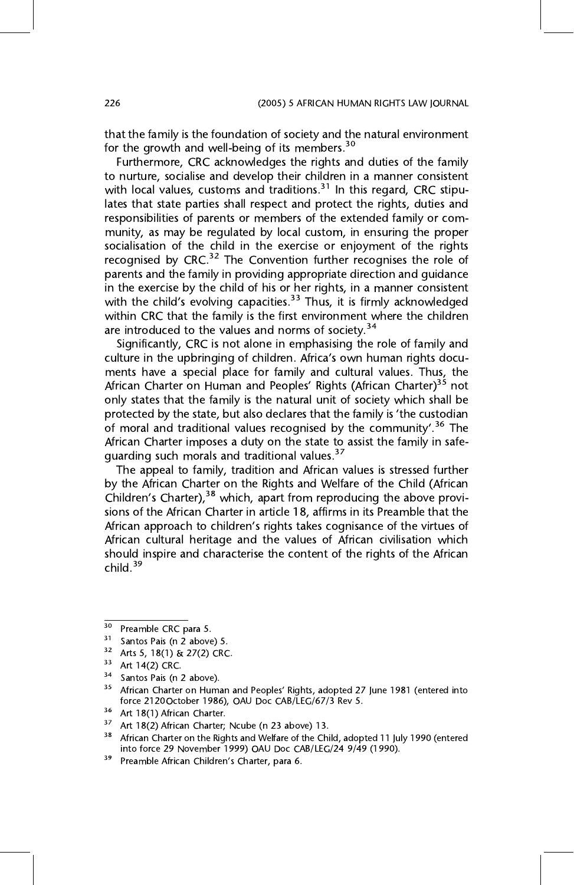that the family is the foundation of society and the natural environment for the growth and well-being of its members.[30]

Furthermore, CRC acknowledges the rights and duties of the family to nurture, socialise and develop their children in a manner consistent with local values, customs and traditions.[31] In this regard, CRC stipulates that state parties shall respect and protect the rights, duties and responsibilities of parents or members of the extended family or community, as may be regulated by local custom, in ensuring the proper socialisation of the child in the exercise or enjoyment of the rights recognised by CRC.[32] The Convention further recognises the role of parents and the family in providing appropriate direction and guidance in the exercise by the child of his or her rights, in a manner consistent with the child's evolving capacities.[33] Thus, it is firmly acknowledged within CRC that the family is the first environment where the children are introduced to the values and norms of society.[34]

Significantly, CRC is not alone in emphasising the role of family and culture in the upbringing of children. Africa's own human rights documents have a special place for family and cultural values. Thus, the African Charter on Human and Peoples' Rights (African Charter)[35] not only states that the family is the natural unit of society which shall be protected by the state, but also declares that the family is 'the custodian of moral and traditional values recognised by the community'.[36] The African Charter imposes a duty on the state to assist the family in safeguarding such morals and traditional values.[37]

The appeal to family, tradition and African values is stressed further by the African Charter on the Rights and Welfare of the Child (African Children's Charter),[38] which, apart from reproducing the above provisions of the African Charter in article 18, affirms in its Preamble that the African approach to children's rights takes cognisance of the virtues of African cultural heritage and the values of African civilisation which should inspire and characterise the content of the rights of the African child.[39]

---

[30] Preamble CRC para 5.

[31] Santos Pais (n 2 above) 5.

[32] Arts 5, 18(1) & 27(2) CRC.

[33] Art 14(2) CRC.

[34] Santos Pais (n 2 above).

[35] African Charter on Human and Peoples' Rights, adopted 27 June 1981 (entered into force 2120October 1986), OAU Doc CAB/LEG/67/3 Rev 5.

[36] Art 18(1) African Charter.

[37] Art 18(2) African Charter; Ncube (n 23 above) 13.

[38] African Charter on the Rights and Welfare of the Child, adopted 11 July 1990 (entered into force 29 November 1999) OAU Doc CAB/LEG/24 9/49 (1990).

[39] Preamble African Children's Charter, para 6.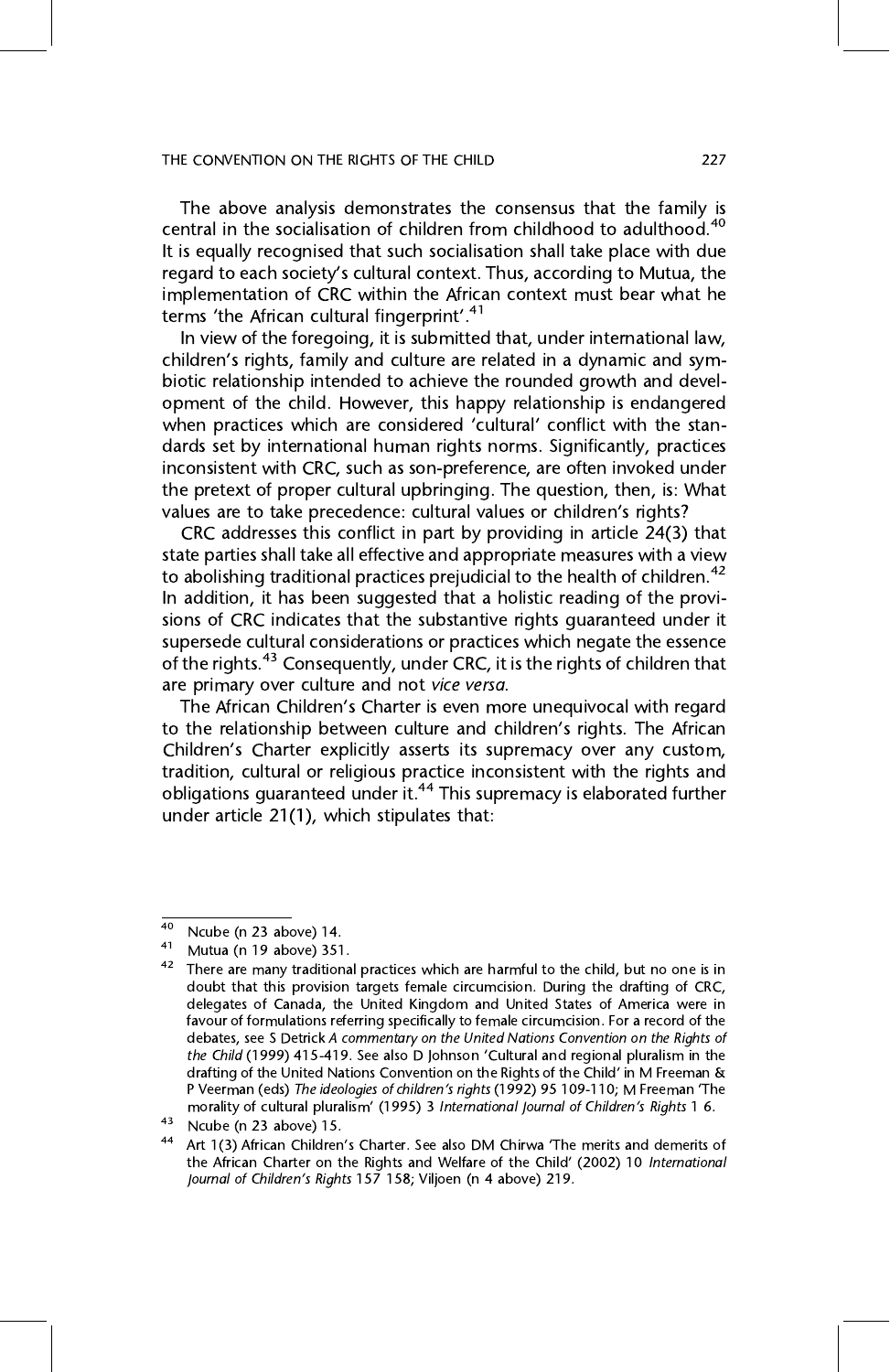The above analysis demonstrates the consensus that the family is central in the socialisation of children from childhood to adulthood.[40] It is equally recognised that such socialisation shall take place with due regard to each society's cultural context. Thus, according to Mutua, the implementation of CRC within the African context must bear what he terms 'the African cultural fingerprint'.[41]

In view of the foregoing, it is submitted that, under international law, children's rights, family and culture are related in a dynamic and symbiotic relationship intended to achieve the rounded growth and development of the child. However, this happy relationship is endangered when practices which are considered 'cultural' conflict with the standards set by international human rights norms. Significantly, practices inconsistent with CRC, such as son-preference, are often invoked under the pretext of proper cultural upbringing. The question, then, is: What values are to take precedence: cultural values or children's rights?

CRC addresses this conflict in part by providing in article 24(3) that state parties shall take all effective and appropriate measures with a view to abolishing traditional practices prejudicial to the health of children.[42] In addition, it has been suggested that a holistic reading of the provisions of CRC indicates that the substantive rights guaranteed under it supersede cultural considerations or practices which negate the essence of the rights.[43] Consequently, under CRC, it is the rights of children that are primary over culture and not *vice versa*.

The African Children's Charter is even more unequivocal with regard to the relationship between culture and children's rights. The African Children's Charter explicitly asserts its supremacy over any custom, tradition, cultural or religious practice inconsistent with the rights and obligations guaranteed under it.[44] This supremacy is elaborated further under article 21(1), which stipulates that:

---

[40] Ncube (n 23 above) 14.

[41] Mutua (n 19 above) 351.

[42] There are many traditional practices which are harmful to the child, but no one is in doubt that this provision targets female circumcision. During the drafting of CRC, delegates of Canada, the United Kingdom and United States of America were in favour of formulations referring specifically to female circumcision. For a record of the debates, see S Detrick *A commentary on the United Nations Convention on the Rights of the Child* (1999) 415-419. See also D Johnson 'Cultural and regional pluralism in the drafting of the United Nations Convention on the Rights of the Child' in M Freeman & P Veerman (eds) *The ideologies of children's rights* (1992) 95 109-110; M Freeman 'The morality of cultural pluralism' (1995) 3 *International Journal of Children's Rights* 1 6.

[43] Ncube (n 23 above) 15.

[44] Art 1(3) African Children's Charter. See also DM Chirwa 'The merits and demerits of the African Charter on the Rights and Welfare of the Child' (2002) 10 *International Journal of Children's Rights* 157 158; Viljoen (n 4 above) 219.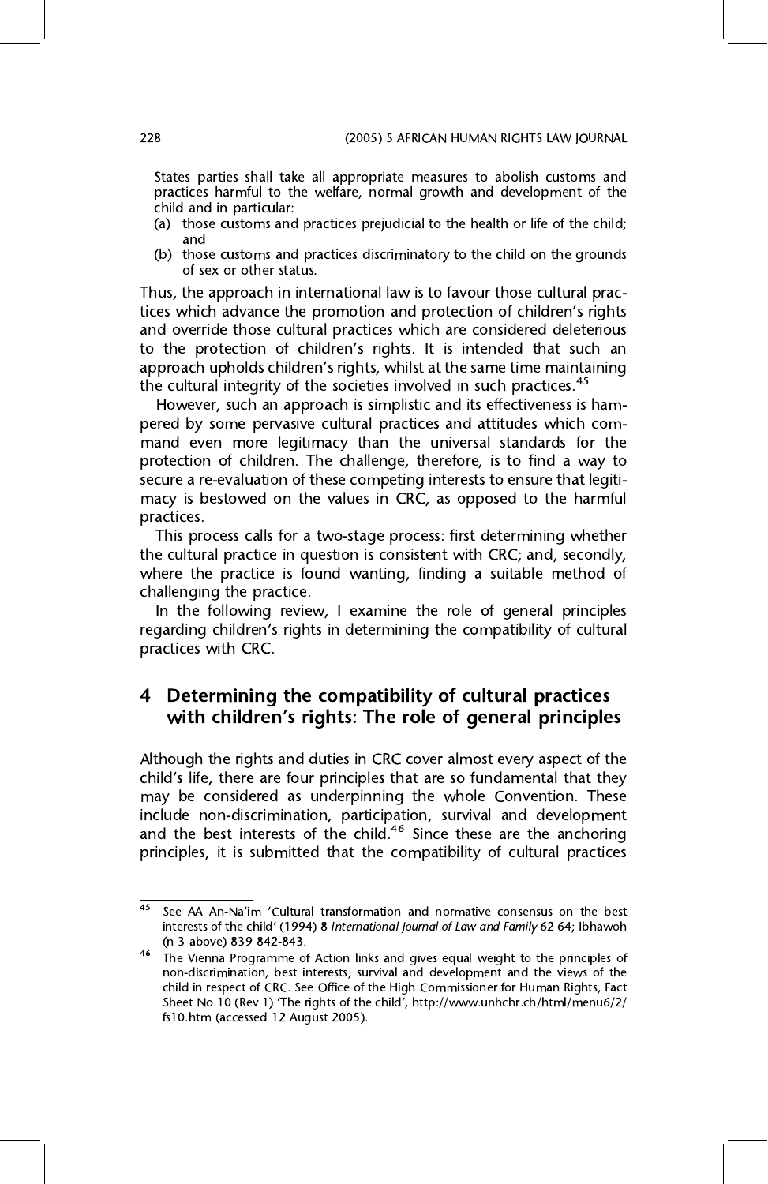> States parties shall take all appropriate measures to abolish customs and practices harmful to the welfare, normal growth and development of the child and in particular:
> (a) those customs and practices prejudicial to the health or life of the child; and
> (b) those customs and practices discriminatory to the child on the grounds of sex or other status.

Thus, the approach in international law is to favour those cultural practices which advance the promotion and protection of children's rights and override those cultural practices which are considered deleterious to the protection of children's rights. It is intended that such an approach upholds children's rights, whilst at the same time maintaining the cultural integrity of the societies involved in such practices.[45]

However, such an approach is simplistic and its effectiveness is hampered by some pervasive cultural practices and attitudes which command even more legitimacy than the universal standards for the protection of children. The challenge, therefore, is to find a way to secure a re-evaluation of these competing interests to ensure that legitimacy is bestowed on the values in CRC, as opposed to the harmful practices.

This process calls for a two-stage process: first determining whether the cultural practice in question is consistent with CRC; and, secondly, where the practice is found wanting, finding a suitable method of challenging the practice.

In the following review, I examine the role of general principles regarding children's rights in determining the compatibility of cultural practices with CRC.

## 4 Determining the compatibility of cultural practices with children's rights: The role of general principles

Although the rights and duties in CRC cover almost every aspect of the child's life, there are four principles that are so fundamental that they may be considered as underpinning the whole Convention. These include non-discrimination, participation, survival and development and the best interests of the child.[46] Since these are the anchoring principles, it is submitted that the compatibility of cultural practices

---

[45] See AA An-Na'im 'Cultural transformation and normative consensus on the best interests of the child' (1994) 8 *International Journal of Law and Family* 62 64; Ibhawoh (n 3 above) 839 842-843.

[46] The Vienna Programme of Action links and gives equal weight to the principles of non-discrimination, best interests, survival and development and the views of the child in respect of CRC. See Office of the High Commissioner for Human Rights, Fact Sheet No 10 (Rev 1) 'The rights of the child', http://www.unhchr.ch/html/menu6/2/fs10.htm (accessed 12 August 2005).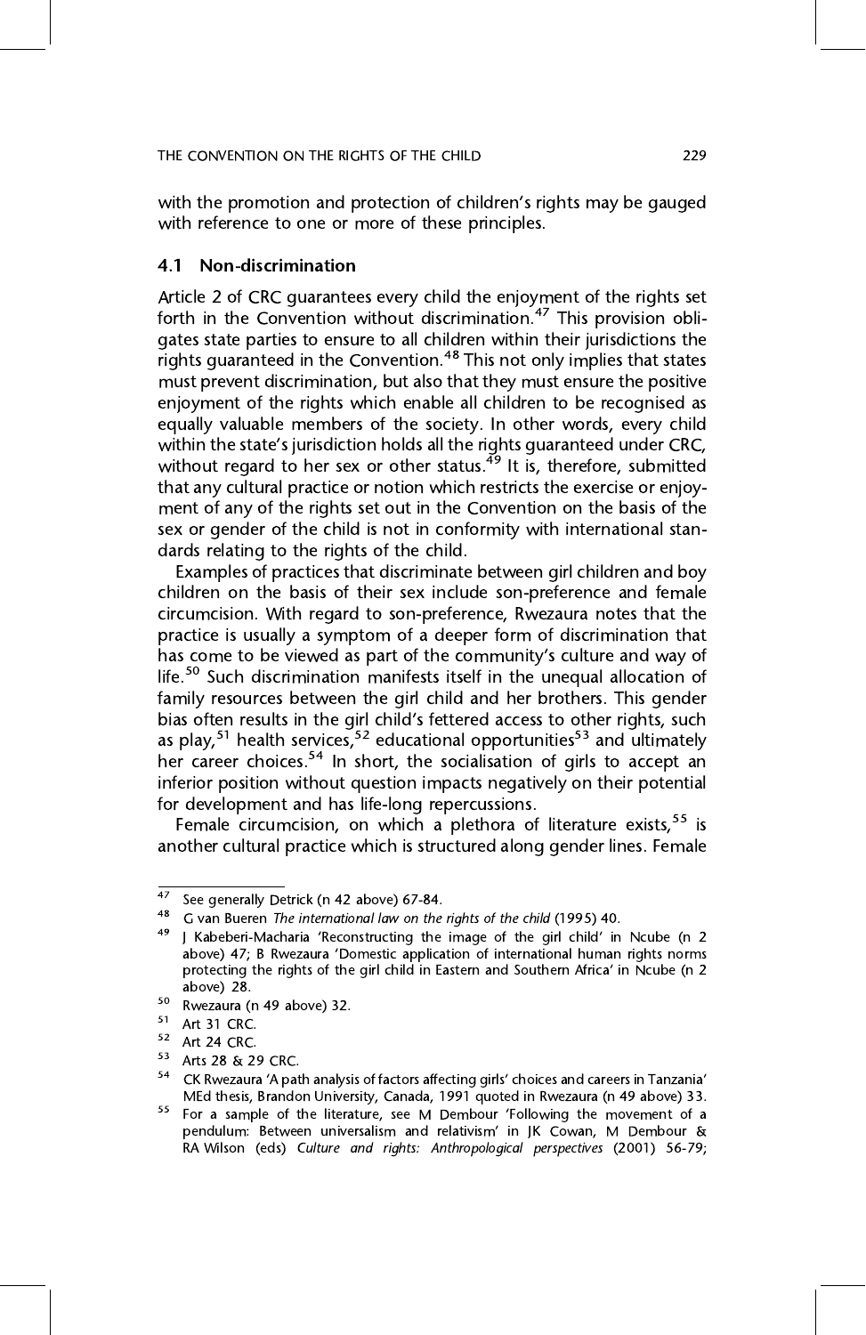with the promotion and protection of children's rights may be gauged with reference to one or more of these principles.

### 4.1 Non-discrimination

Article 2 of CRC guarantees every child the enjoyment of the rights set forth in the Convention without discrimination.[47] This provision obligates state parties to ensure to all children within their jurisdictions the rights guaranteed in the Convention.[48] This not only implies that states must prevent discrimination, but also that they must ensure the positive enjoyment of the rights which enable all children to be recognised as equally valuable members of the society. In other words, every child within the state's jurisdiction holds all the rights guaranteed under CRC, without regard to her sex or other status.[49] It is, therefore, submitted that any cultural practice or notion which restricts the exercise or enjoyment of any of the rights set out in the Convention on the basis of the sex or gender of the child is not in conformity with international standards relating to the rights of the child.

Examples of practices that discriminate between girl children and boy children on the basis of their sex include son-preference and female circumcision. With regard to son-preference, Rwezaura notes that the practice is usually a symptom of a deeper form of discrimination that has come to be viewed as part of the community's culture and way of life.[50] Such discrimination manifests itself in the unequal allocation of family resources between the girl child and her brothers. This gender bias often results in the girl child's fettered access to other rights, such as play,[51] health services,[52] educational opportunities[53] and ultimately her career choices.[54] In short, the socialisation of girls to accept an inferior position without question impacts negatively on their potential for development and has life-long repercussions.

Female circumcision, on which a plethora of literature exists,[55] is another cultural practice which is structured along gender lines. Female

---

[47] See generally Detrick (n 42 above) 67-84.

[48] G van Bueren *The international law on the rights of the child* (1995) 40.

[49] J Kabeberi-Macharia 'Reconstructing the image of the girl child' in Ncube (n 2 above) 47; B Rwezaura 'Domestic application of international human rights norms protecting the rights of the girl child in Eastern and Southern Africa' in Ncube (n 2 above) 28.

[50] Rwezaura (n 49 above) 32.

[51] Art 31 CRC.

[52] Art 24 CRC.

[53] Arts 28 & 29 CRC.

[54] CK Rwezaura 'A path analysis of factors affecting girls' choices and careers in Tanzania' MEd thesis, Brandon University, Canada, 1991 quoted in Rwezaura (n 49 above) 33.

[55] For a sample of the literature, see M Dembour 'Following the movement of a pendulum: Between universalism and relativism' in JK Cowan, M Dembour & RA Wilson (eds) *Culture and rights: Anthropological perspectives* (2001) 56-79;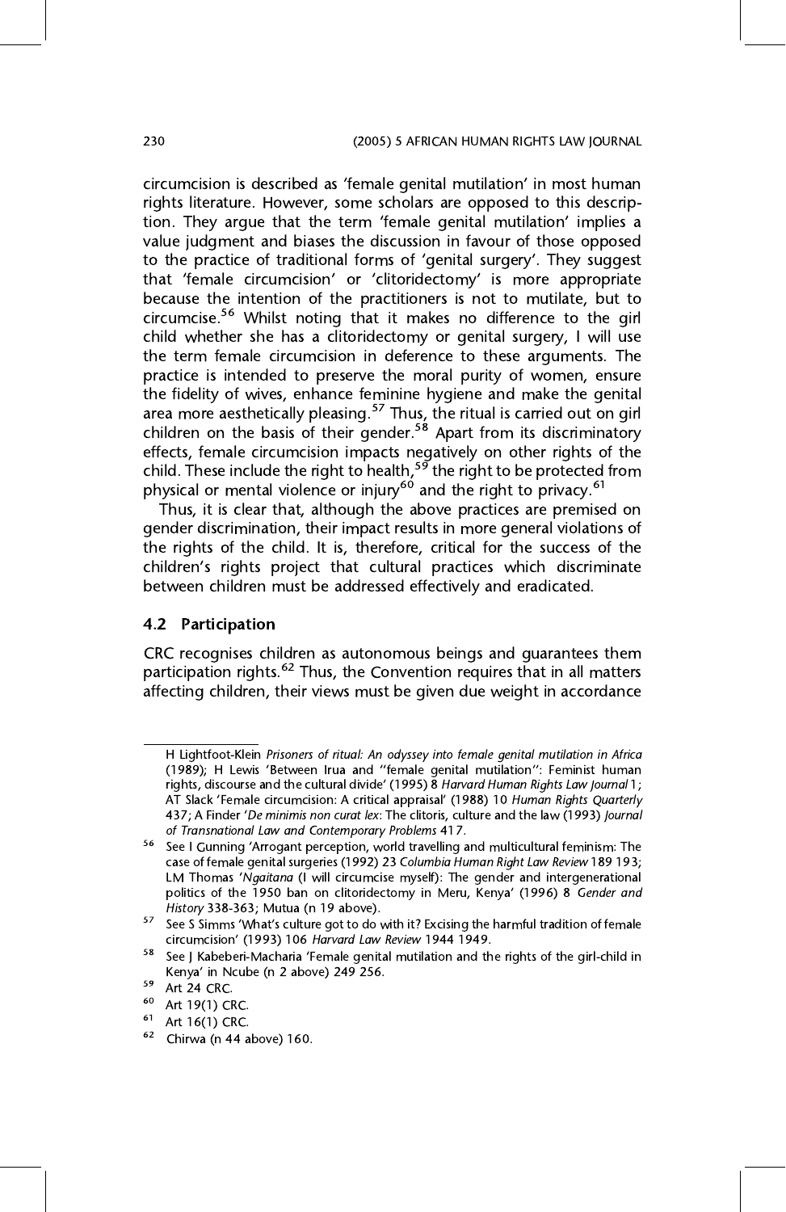circumcision is described as 'female genital mutilation' in most human rights literature. However, some scholars are opposed to this description. They argue that the term 'female genital mutilation' implies a value judgment and biases the discussion in favour of those opposed to the practice of traditional forms of 'genital surgery'. They suggest that 'female circumcision' or 'clitoridectomy' is more appropriate because the intention of the practitioners is not to mutilate, but to circumcise.[56] Whilst noting that it makes no difference to the girl child whether she has a clitoridectomy or genital surgery, I will use the term female circumcision in deference to these arguments. The practice is intended to preserve the moral purity of women, ensure the fidelity of wives, enhance feminine hygiene and make the genital area more aesthetically pleasing.[57] Thus, the ritual is carried out on girl children on the basis of their gender.[58] Apart from its discriminatory effects, female circumcision impacts negatively on other rights of the child. These include the right to health,[59] the right to be protected from physical or mental violence or injury[60] and the right to privacy.[61]

Thus, it is clear that, although the above practices are premised on gender discrimination, their impact results in more general violations of the rights of the child. It is, therefore, critical for the success of the children's rights project that cultural practices which discriminate between children must be addressed effectively and eradicated.

### 4.2 Participation

CRC recognises children as autonomous beings and guarantees them participation rights.[62] Thus, the Convention requires that in all matters affecting children, their views must be given due weight in accordance

---

H Lightfoot-Klein *Prisoners of ritual: An odyssey into female genital mutilation in Africa* (1989); H Lewis 'Between Irua and "female genital mutilation": Feminist human rights, discourse and the cultural divide' (1995) 8 *Harvard Human Rights Law Journal* 1; AT Slack 'Female circumcision: A critical appraisal' (1988) 10 *Human Rights Quarterly* 437; A Finder '*De minimis non curat lex*: The clitoris, culture and the law (1993) *Journal of Transnational Law and Contemporary Problems* 417.

[56] See I Gunning 'Arrogant perception, world travelling and multicultural feminism: The case of female genital surgeries (1992) 23 *Columbia Human Right Law Review* 189 193; LM Thomas '*Ngaitana* (I will circumcise myself): The gender and intergenerational politics of the 1950 ban on clitoridectomy in Meru, Kenya' (1996) 8 *Gender and History* 338-363; Mutua (n 19 above).

[57] See S Simms 'What's culture got to do with it? Excising the harmful tradition of female circumcision' (1993) 106 *Harvard Law Review* 1944 1949.

[58] See J Kabeberi-Macharia 'Female genital mutilation and the rights of the girl-child in Kenya' in Ncube (n 2 above) 249 256.

[59] Art 24 CRC.

[60] Art 19(1) CRC.

[61] Art 16(1) CRC.

[62] Chirwa (n 44 above) 160.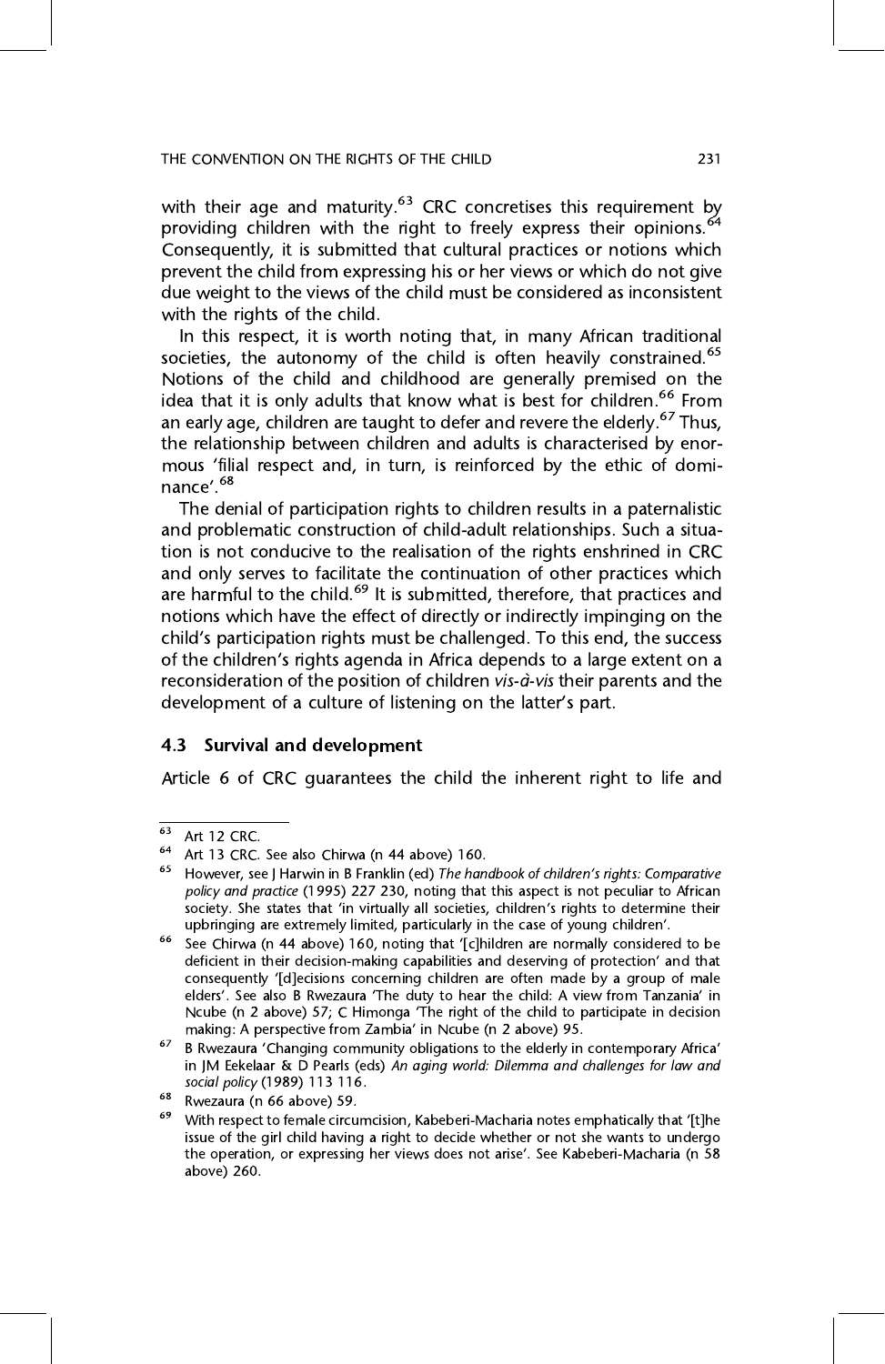with their age and maturity.[63] CRC concretises this requirement by providing children with the right to freely express their opinions.[64] Consequently, it is submitted that cultural practices or notions which prevent the child from expressing his or her views or which do not give due weight to the views of the child must be considered as inconsistent with the rights of the child.

In this respect, it is worth noting that, in many African traditional societies, the autonomy of the child is often heavily constrained.[65] Notions of the child and childhood are generally premised on the idea that it is only adults that know what is best for children.[66] From an early age, children are taught to defer and revere the elderly.[67] Thus, the relationship between children and adults is characterised by enormous 'filial respect and, in turn, is reinforced by the ethic of dominance'.[68]

The denial of participation rights to children results in a paternalistic and problematic construction of child-adult relationships. Such a situation is not conducive to the realisation of the rights enshrined in CRC and only serves to facilitate the continuation of other practices which are harmful to the child.[69] It is submitted, therefore, that practices and notions which have the effect of directly or indirectly impinging on the child's participation rights must be challenged. To this end, the success of the children's rights agenda in Africa depends to a large extent on a reconsideration of the position of children *vis-à-vis* their parents and the development of a culture of listening on the latter's part.

### 4.3 Survival and development

Article 6 of CRC guarantees the child the inherent right to life and

---

[63] Art 12 CRC.

[64] Art 13 CRC. See also Chirwa (n 44 above) 160.

[65] However, see J Harwin in B Franklin (ed) *The handbook of children's rights: Comparative policy and practice* (1995) 227 230, noting that this aspect is not peculiar to African society. She states that 'in virtually all societies, children's rights to determine their upbringing are extremely limited, particularly in the case of young children'.

[66] See Chirwa (n 44 above) 160, noting that '[c]hildren are normally considered to be deficient in their decision-making capabilities and deserving of protection' and that consequently '[d]ecisions concerning children are often made by a group of male elders'. See also B Rwezaura 'The duty to hear the child: A view from Tanzania' in Ncube (n 2 above) 57; C Himonga 'The right of the child to participate in decision making: A perspective from Zambia' in Ncube (n 2 above) 95.

[67] B Rwezaura 'Changing community obligations to the elderly in contemporary Africa' in JM Eekelaar & D Pearls (eds) *An aging world: Dilemma and challenges for law and social policy* (1989) 113 116.

[68] Rwezaura (n 66 above) 59.

[69] With respect to female circumcision, Kabeberi-Macharia notes emphatically that '[t]he issue of the girl child having a right to decide whether or not she wants to undergo the operation, or expressing her views does not arise'. See Kabeberi-Macharia (n 58 above) 260.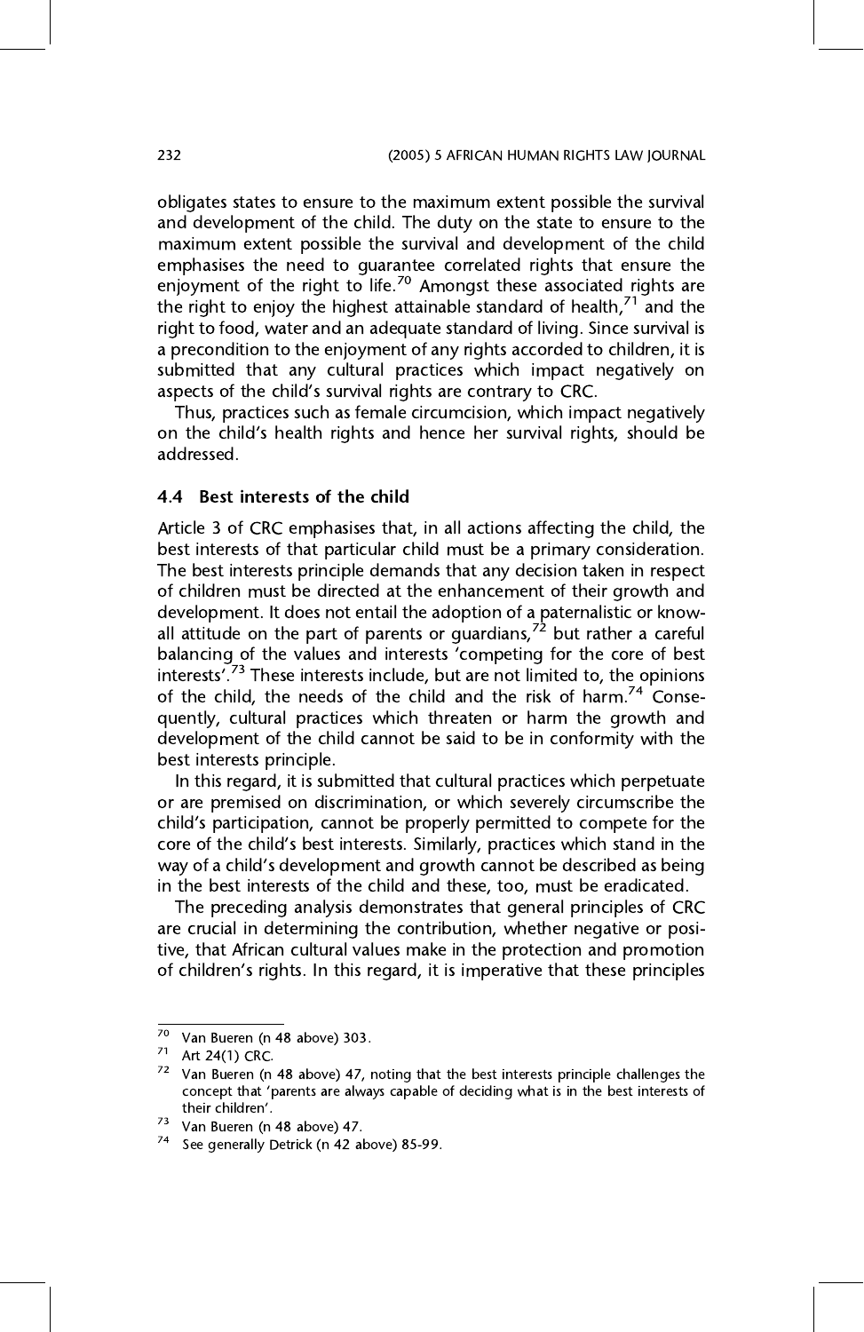obligates states to ensure to the maximum extent possible the survival and development of the child. The duty on the state to ensure to the maximum extent possible the survival and development of the child emphasises the need to guarantee correlated rights that ensure the enjoyment of the right to life.[70] Amongst these associated rights are the right to enjoy the highest attainable standard of health,[71] and the right to food, water and an adequate standard of living. Since survival is a precondition to the enjoyment of any rights accorded to children, it is submitted that any cultural practices which impact negatively on aspects of the child's survival rights are contrary to CRC.

Thus, practices such as female circumcision, which impact negatively on the child's health rights and hence her survival rights, should be addressed.

### 4.4 Best interests of the child

Article 3 of CRC emphasises that, in all actions affecting the child, the best interests of that particular child must be a primary consideration. The best interests principle demands that any decision taken in respect of children must be directed at the enhancement of their growth and development. It does not entail the adoption of a paternalistic or know-all attitude on the part of parents or guardians,[72] but rather a careful balancing of the values and interests 'competing for the core of best interests'.[73] These interests include, but are not limited to, the opinions of the child, the needs of the child and the risk of harm.[74] Consequently, cultural practices which threaten or harm the growth and development of the child cannot be said to be in conformity with the best interests principle.

In this regard, it is submitted that cultural practices which perpetuate or are premised on discrimination, or which severely circumscribe the child's participation, cannot be properly permitted to compete for the core of the child's best interests. Similarly, practices which stand in the way of a child's development and growth cannot be described as being in the best interests of the child and these, too, must be eradicated.

The preceding analysis demonstrates that general principles of CRC are crucial in determining the contribution, whether negative or positive, that African cultural values make in the protection and promotion of children's rights. In this regard, it is imperative that these principles

---

[70] Van Bueren (n 48 above) 303.

[71] Art 24(1) CRC.

[72] Van Bueren (n 48 above) 47, noting that the best interests principle challenges the concept that 'parents are always capable of deciding what is in the best interests of their children'.

[73] Van Bueren (n 48 above) 47.

[74] See generally Detrick (n 42 above) 85-99.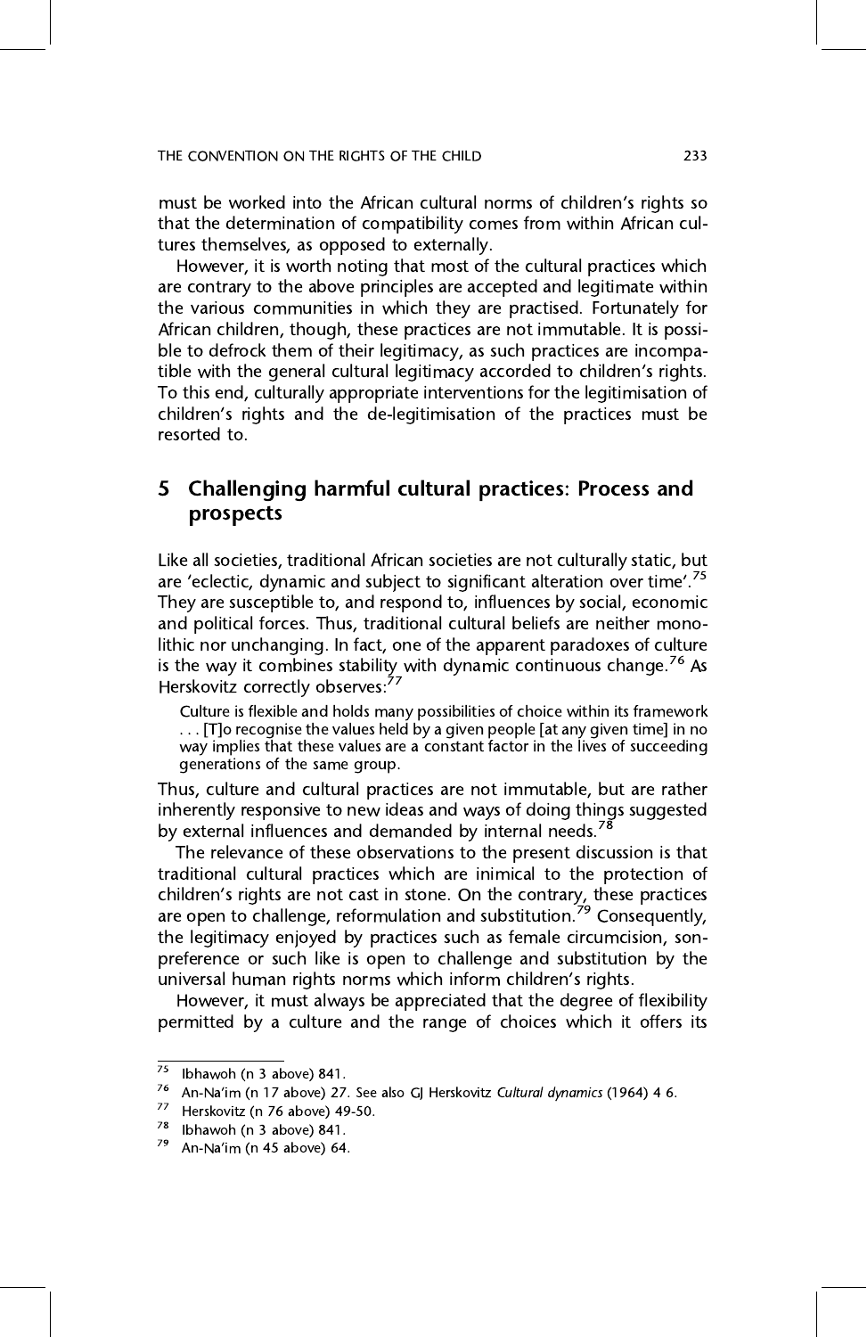must be worked into the African cultural norms of children's rights so that the determination of compatibility comes from within African cultures themselves, as opposed to externally.

However, it is worth noting that most of the cultural practices which are contrary to the above principles are accepted and legitimate within the various communities in which they are practised. Fortunately for African children, though, these practices are not immutable. It is possible to defrock them of their legitimacy, as such practices are incompatible with the general cultural legitimacy accorded to children's rights. To this end, culturally appropriate interventions for the legitimisation of children's rights and the de-legitimisation of the practices must be resorted to.

## 5 Challenging harmful cultural practices: Process and prospects

Like all societies, traditional African societies are not culturally static, but are 'eclectic, dynamic and subject to significant alteration over time'.[75] They are susceptible to, and respond to, influences by social, economic and political forces. Thus, traditional cultural beliefs are neither monolithic nor unchanging. In fact, one of the apparent paradoxes of culture is the way it combines stability with dynamic continuous change.[76] As Herskovitz correctly observes:[77]

> Culture is flexible and holds many possibilities of choice within its framework . . . [T]o recognise the values held by a given people [at any given time] in no way implies that these values are a constant factor in the lives of succeeding generations of the same group.

Thus, culture and cultural practices are not immutable, but are rather inherently responsive to new ideas and ways of doing things suggested by external influences and demanded by internal needs.[78]

The relevance of these observations to the present discussion is that traditional cultural practices which are inimical to the protection of children's rights are not cast in stone. On the contrary, these practices are open to challenge, reformulation and substitution.[79] Consequently, the legitimacy enjoyed by practices such as female circumcision, son-preference or such like is open to challenge and substitution by the universal human rights norms which inform children's rights.

However, it must always be appreciated that the degree of flexibility permitted by a culture and the range of choices which it offers its

---

[75] Ibhawoh (n 3 above) 841.

[76] An-Na'im (n 17 above) 27. See also GJ Herskovitz *Cultural dynamics* (1964) 4 6.

[77] Herskovitz (n 76 above) 49-50.

[78] Ibhawoh (n 3 above) 841.

[79] An-Na'im (n 45 above) 64.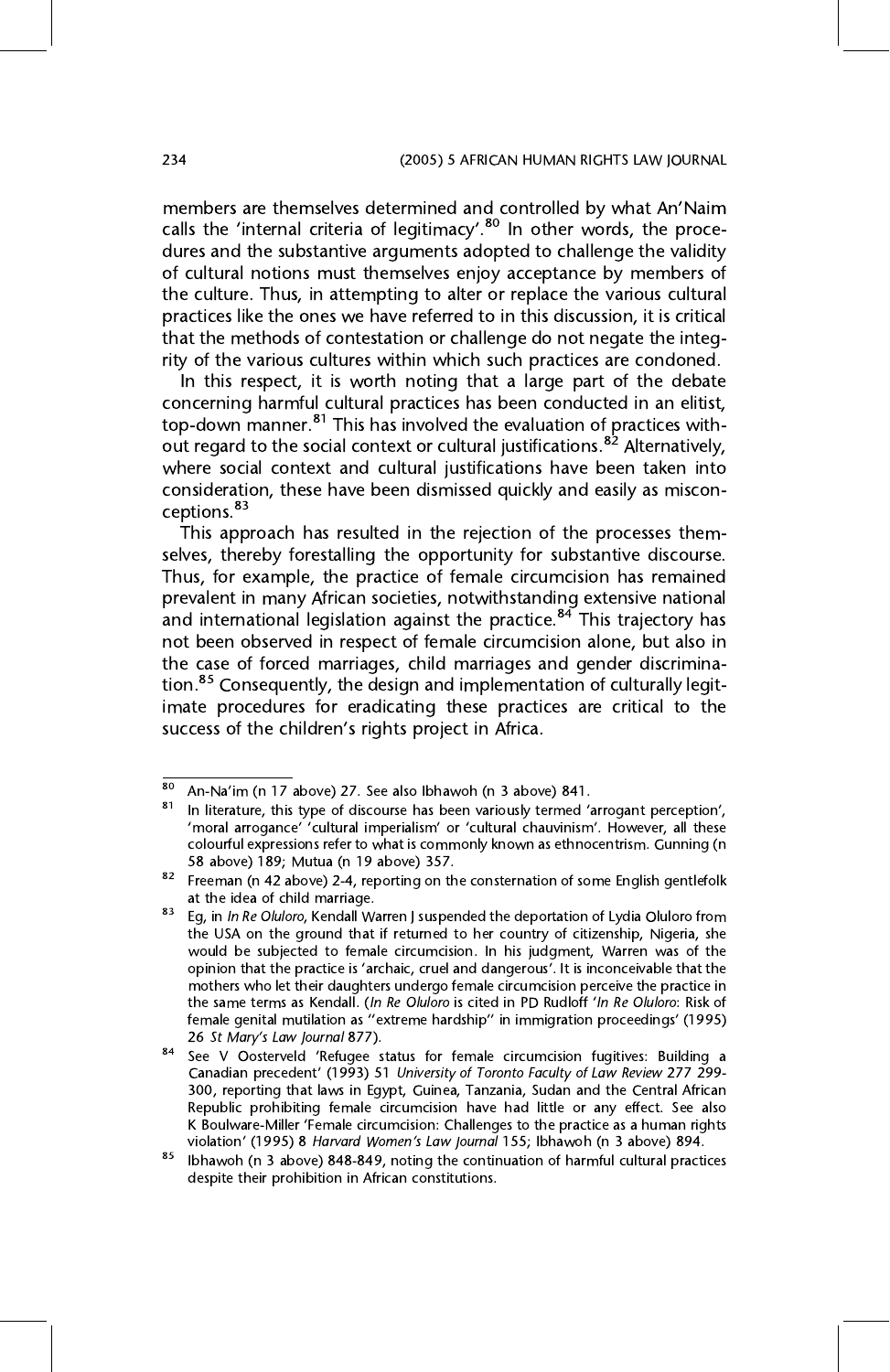members are themselves determined and controlled by what An'Naim calls the 'internal criteria of legitimacy'.[80] In other words, the procedures and the substantive arguments adopted to challenge the validity of cultural notions must themselves enjoy acceptance by members of the culture. Thus, in attempting to alter or replace the various cultural practices like the ones we have referred to in this discussion, it is critical that the methods of contestation or challenge do not negate the integrity of the various cultures within which such practices are condoned.

In this respect, it is worth noting that a large part of the debate concerning harmful cultural practices has been conducted in an elitist, top-down manner.[81] This has involved the evaluation of practices without regard to the social context or cultural justifications.[82] Alternatively, where social context and cultural justifications have been taken into consideration, these have been dismissed quickly and easily as misconceptions.[83]

This approach has resulted in the rejection of the processes themselves, thereby forestalling the opportunity for substantive discourse. Thus, for example, the practice of female circumcision has remained prevalent in many African societies, notwithstanding extensive national and international legislation against the practice.[84] This trajectory has not been observed in respect of female circumcision alone, but also in the case of forced marriages, child marriages and gender discrimination.[85] Consequently, the design and implementation of culturally legitimate procedures for eradicating these practices are critical to the success of the children's rights project in Africa.

---

[80] An-Na'im (n 17 above) 27. See also Ibhawoh (n 3 above) 841.

[81] In literature, this type of discourse has been variously termed 'arrogant perception', 'moral arrogance' 'cultural imperialism' or 'cultural chauvinism'. However, all these colourful expressions refer to what is commonly known as ethnocentrism. Gunning (n 58 above) 189; Mutua (n 19 above) 357.

[82] Freeman (n 42 above) 2-4, reporting on the consternation of some English gentlefolk at the idea of child marriage.

[83] Eg, in *In Re Oluloro*, Kendall Warren J suspended the deportation of Lydia Oluloro from the USA on the ground that if returned to her country of citizenship, Nigeria, she would be subjected to female circumcision. In his judgment, Warren was of the opinion that the practice is 'archaic, cruel and dangerous'. It is inconceivable that the mothers who let their daughters undergo female circumcision perceive the practice in the same terms as Kendall. (*In Re Oluloro* is cited in PD Rudloff '*In Re Oluloro*: Risk of female genital mutilation as "extreme hardship" in immigration proceedings' (1995) 26 *St Mary's Law Journal* 877).

[84] See V Oosterveld 'Refugee status for female circumcision fugitives: Building a Canadian precedent' (1993) 51 *University of Toronto Faculty of Law Review* 277 299-300, reporting that laws in Egypt, Guinea, Tanzania, Sudan and the Central African Republic prohibiting female circumcision have had little or any effect. See also K Boulware-Miller 'Female circumcision: Challenges to the practice as a human rights violation' (1995) 8 *Harvard Women's Law Journal* 155; Ibhawoh (n 3 above) 894.

[85] Ibhawoh (n 3 above) 848-849, noting the continuation of harmful cultural practices despite their prohibition in African constitutions.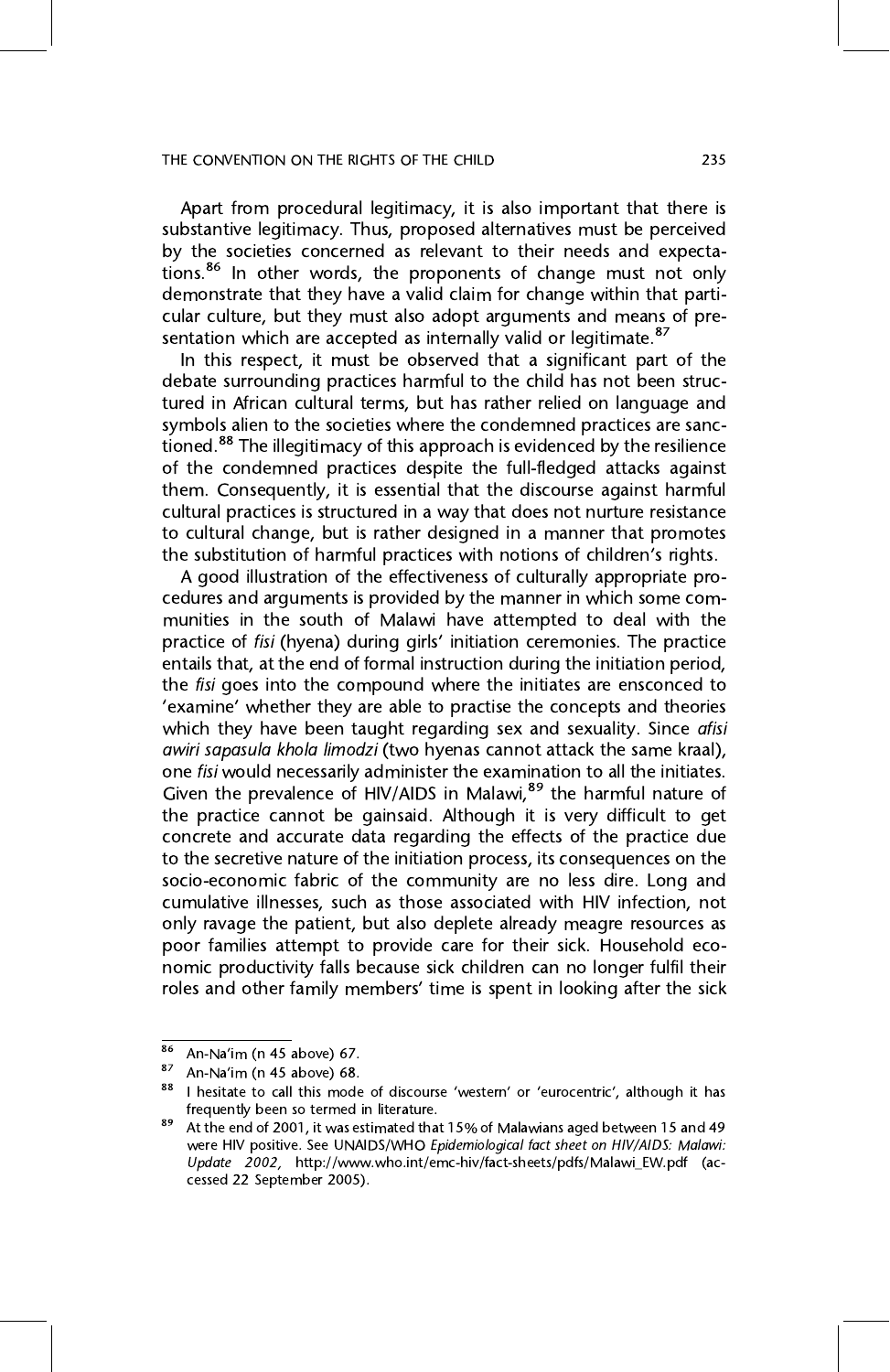Apart from procedural legitimacy, it is also important that there is substantive legitimacy. Thus, proposed alternatives must be perceived by the societies concerned as relevant to their needs and expectations.[86] In other words, the proponents of change must not only demonstrate that they have a valid claim for change within that particular culture, but they must also adopt arguments and means of presentation which are accepted as internally valid or legitimate.[87]

In this respect, it must be observed that a significant part of the debate surrounding practices harmful to the child has not been structured in African cultural terms, but has rather relied on language and symbols alien to the societies where the condemned practices are sanctioned.[88] The illegitimacy of this approach is evidenced by the resilience of the condemned practices despite the full-fledged attacks against them. Consequently, it is essential that the discourse against harmful cultural practices is structured in a way that does not nurture resistance to cultural change, but is rather designed in a manner that promotes the substitution of harmful practices with notions of children's rights.

A good illustration of the effectiveness of culturally appropriate procedures and arguments is provided by the manner in which some communities in the south of Malawi have attempted to deal with the practice of *fisi* (hyena) during girls' initiation ceremonies. The practice entails that, at the end of formal instruction during the initiation period, the *fisi* goes into the compound where the initiates are ensconced to 'examine' whether they are able to practise the concepts and theories which they have been taught regarding sex and sexuality. Since *afisi awiri sapasula khola limodzi* (two hyenas cannot attack the same kraal), one *fisi* would necessarily administer the examination to all the initiates. Given the prevalence of HIV/AIDS in Malawi,[89] the harmful nature of the practice cannot be gainsaid. Although it is very difficult to get concrete and accurate data regarding the effects of the practice due to the secretive nature of the initiation process, its consequences on the socio-economic fabric of the community are no less dire. Long and cumulative illnesses, such as those associated with HIV infection, not only ravage the patient, but also deplete already meagre resources as poor families attempt to provide care for their sick. Household economic productivity falls because sick children can no longer fulfil their roles and other family members' time is spent in looking after the sick

---

[86] An-Na'im (n 45 above) 67.

[87] An-Na'im (n 45 above) 68.

[88] I hesitate to call this mode of discourse 'western' or 'eurocentric', although it has frequently been so termed in literature.

[89] At the end of 2001, it was estimated that 15% of Malawians aged between 15 and 49 were HIV positive. See UNAIDS/WHO *Epidemiological fact sheet on HIV/AIDS: Malawi: Update 2002,* http://www.who.int/emc-hiv/fact-sheets/pdfs/Malawi_EW.pdf (accessed 22 September 2005).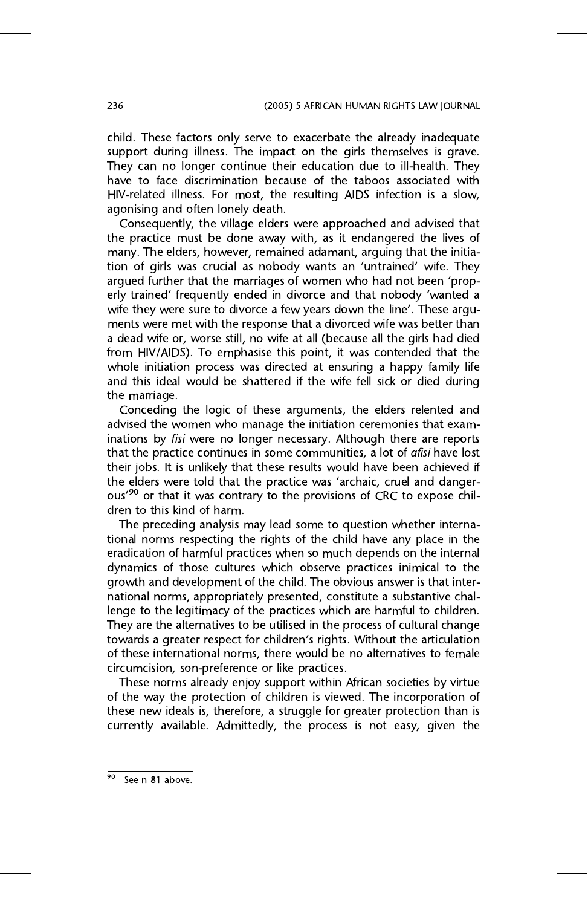child. These factors only serve to exacerbate the already inadequate support during illness. The impact on the girls themselves is grave. They can no longer continue their education due to ill-health. They have to face discrimination because of the taboos associated with HIV-related illness. For most, the resulting AIDS infection is a slow, agonising and often lonely death.

Consequently, the village elders were approached and advised that the practice must be done away with, as it endangered the lives of many. The elders, however, remained adamant, arguing that the initiation of girls was crucial as nobody wants an 'untrained' wife. They argued further that the marriages of women who had not been 'properly trained' frequently ended in divorce and that nobody 'wanted a wife they were sure to divorce a few years down the line'. These arguments were met with the response that a divorced wife was better than a dead wife or, worse still, no wife at all (because all the girls had died from HIV/AIDS). To emphasise this point, it was contended that the whole initiation process was directed at ensuring a happy family life and this ideal would be shattered if the wife fell sick or died during the marriage.

Conceding the logic of these arguments, the elders relented and advised the women who manage the initiation ceremonies that examinations by *fisi* were no longer necessary. Although there are reports that the practice continues in some communities, a lot of *afisi* have lost their jobs. It is unlikely that these results would have been achieved if the elders were told that the practice was 'archaic, cruel and dangerous'[90] or that it was contrary to the provisions of CRC to expose children to this kind of harm.

The preceding analysis may lead some to question whether international norms respecting the rights of the child have any place in the eradication of harmful practices when so much depends on the internal dynamics of those cultures which observe practices inimical to the growth and development of the child. The obvious answer is that international norms, appropriately presented, constitute a substantive challenge to the legitimacy of the practices which are harmful to children. They are the alternatives to be utilised in the process of cultural change towards a greater respect for children's rights. Without the articulation of these international norms, there would be no alternatives to female circumcision, son-preference or like practices.

These norms already enjoy support within African societies by virtue of the way the protection of children is viewed. The incorporation of these new ideals is, therefore, a struggle for greater protection than is currently available. Admittedly, the process is not easy, given the

---

[90] See n 81 above.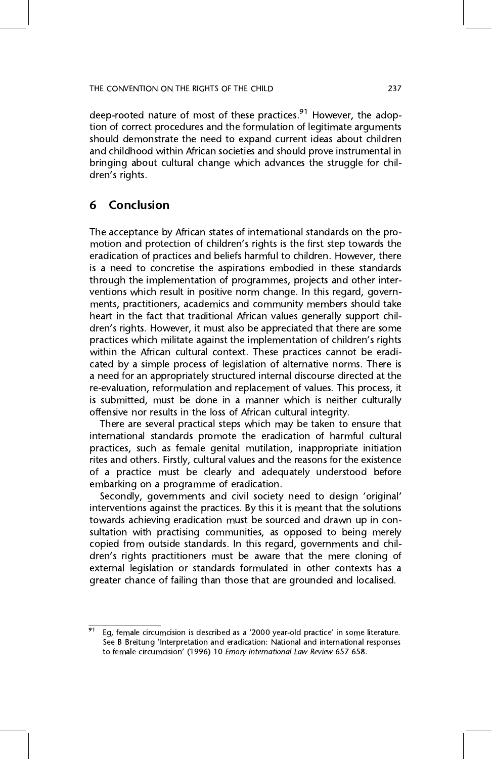deep-rooted nature of most of these practices.[91] However, the adoption of correct procedures and the formulation of legitimate arguments should demonstrate the need to expand current ideas about children and childhood within African societies and should prove instrumental in bringing about cultural change which advances the struggle for children's rights.

## 6 Conclusion

The acceptance by African states of international standards on the promotion and protection of children's rights is the first step towards the eradication of practices and beliefs harmful to children. However, there is a need to concretise the aspirations embodied in these standards through the implementation of programmes, projects and other interventions which result in positive norm change. In this regard, governments, practitioners, academics and community members should take heart in the fact that traditional African values generally support children's rights. However, it must also be appreciated that there are some practices which militate against the implementation of children's rights within the African cultural context. These practices cannot be eradicated by a simple process of legislation of alternative norms. There is a need for an appropriately structured internal discourse directed at the re-evaluation, reformulation and replacement of values. This process, it is submitted, must be done in a manner which is neither culturally offensive nor results in the loss of African cultural integrity.

There are several practical steps which may be taken to ensure that international standards promote the eradication of harmful cultural practices, such as female genital mutilation, inappropriate initiation rites and others. Firstly, cultural values and the reasons for the existence of a practice must be clearly and adequately understood before embarking on a programme of eradication.

Secondly, governments and civil society need to design 'original' interventions against the practices. By this it is meant that the solutions towards achieving eradication must be sourced and drawn up in consultation with practising communities, as opposed to being merely copied from outside standards. In this regard, governments and children's rights practitioners must be aware that the mere cloning of external legislation or standards formulated in other contexts has a greater chance of failing than those that are grounded and localised.

---

[91] Eg, female circumcision is described as a '2000 year-old practice' in some literature. See B Breitung 'Interpretation and eradication: National and international responses to female circumcision' (1996) 10 *Emory International Law Review* 657 658.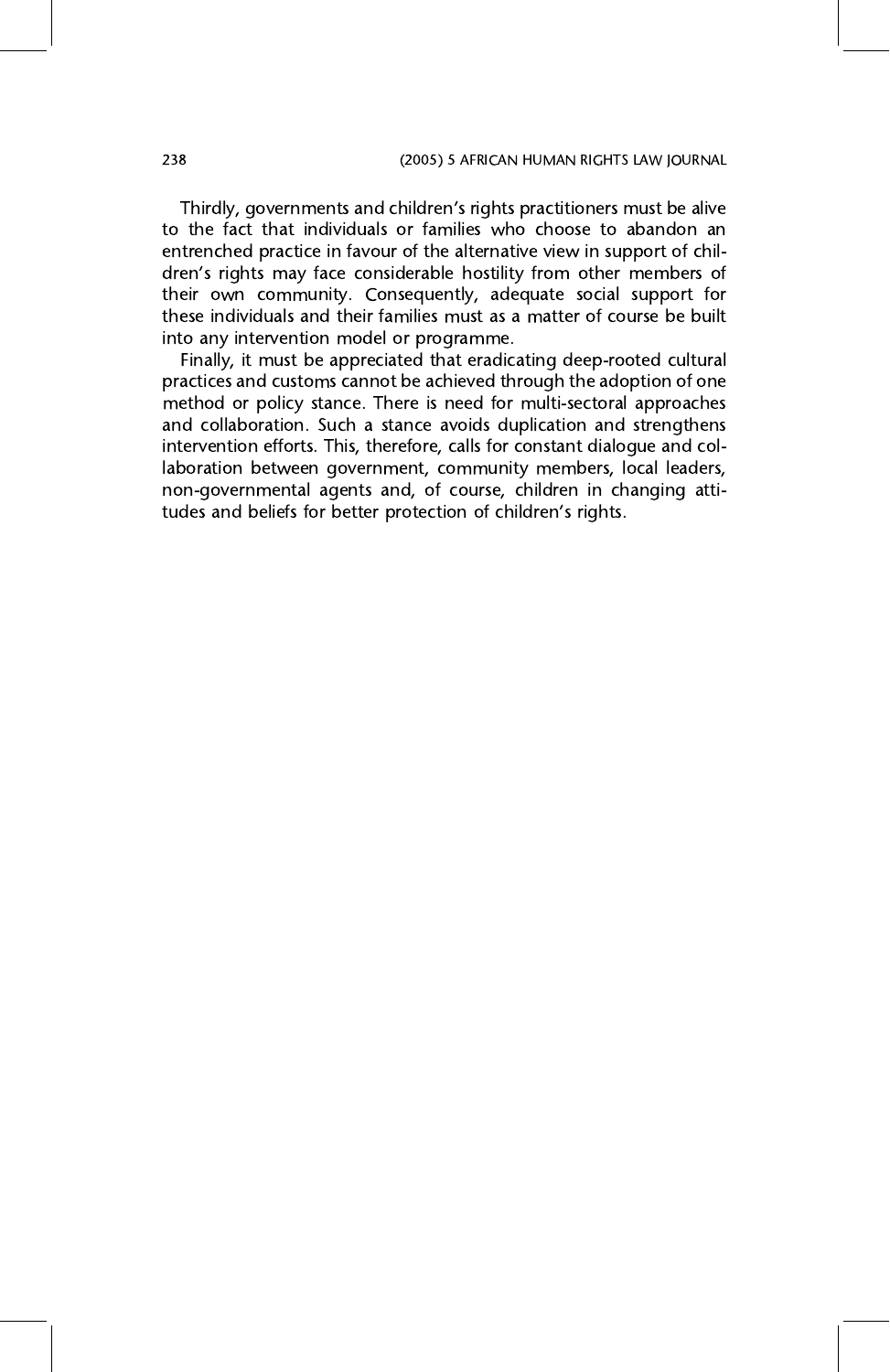Thirdly, governments and children's rights practitioners must be alive to the fact that individuals or families who choose to abandon an entrenched practice in favour of the alternative view in support of children's rights may face considerable hostility from other members of their own community. Consequently, adequate social support for these individuals and their families must as a matter of course be built into any intervention model or programme.

Finally, it must be appreciated that eradicating deep-rooted cultural practices and customs cannot be achieved through the adoption of one method or policy stance. There is need for multi-sectoral approaches and collaboration. Such a stance avoids duplication and strengthens intervention efforts. This, therefore, calls for constant dialogue and collaboration between government, community members, local leaders, non-governmental agents and, of course, children in changing attitudes and beliefs for better protection of children's rights.